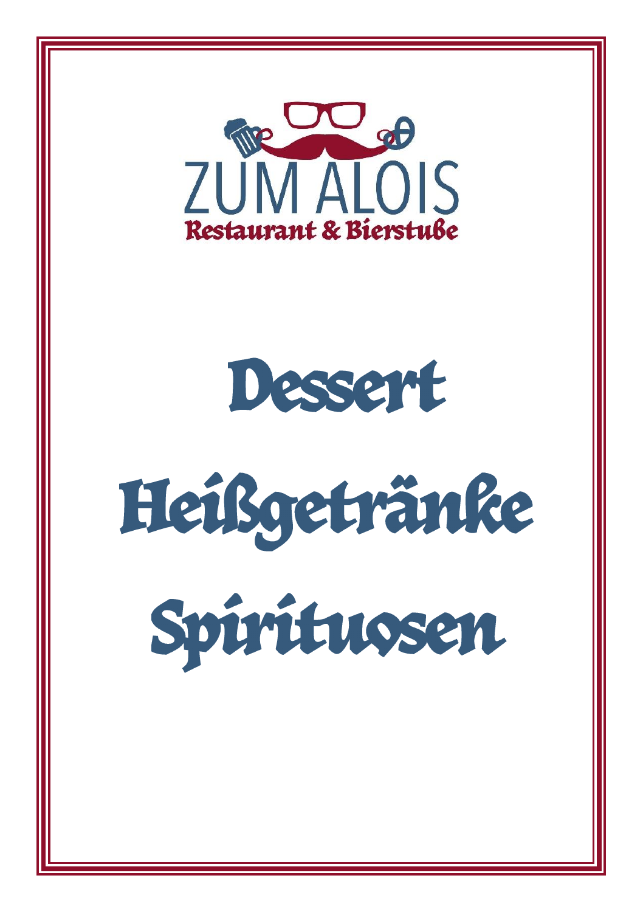# ZUM ALOIS

**Restaurant & Bierstube**

# Dessert

# Heißgetränke

# Spirituosen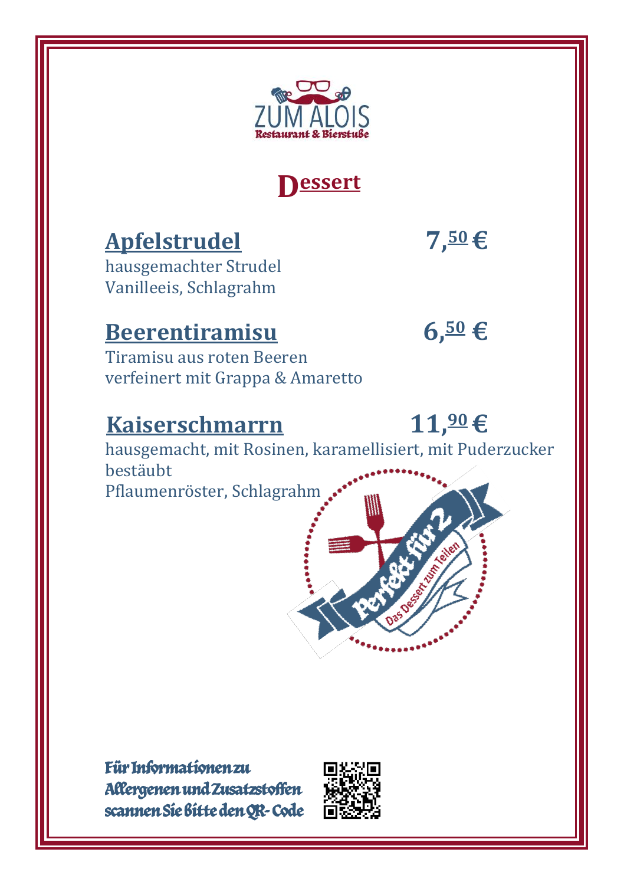ZUM ALOIS
Restaurant & Bierstube

# Dessert

## Apfelstrudel — 7,50 €

hausgemachter Strudel
Vanilleeis, Schlagrahm

## Beerentiramisu — 6,50 €

Tiramisu aus roten Beeren
verfeinert mit Grappa & Amaretto

## Kaiserschmarrn — 11,90 €

hausgemacht, mit Rosinen, karamellisiert, mit Puderzucker bestäubt
Pflaumenröster, Schlagrahm

Perfekt für 2
Das Dessert zum Teilen

Für Informationen zu Allergenen und Zusatzstoffen scannen Sie bitte den QR- Code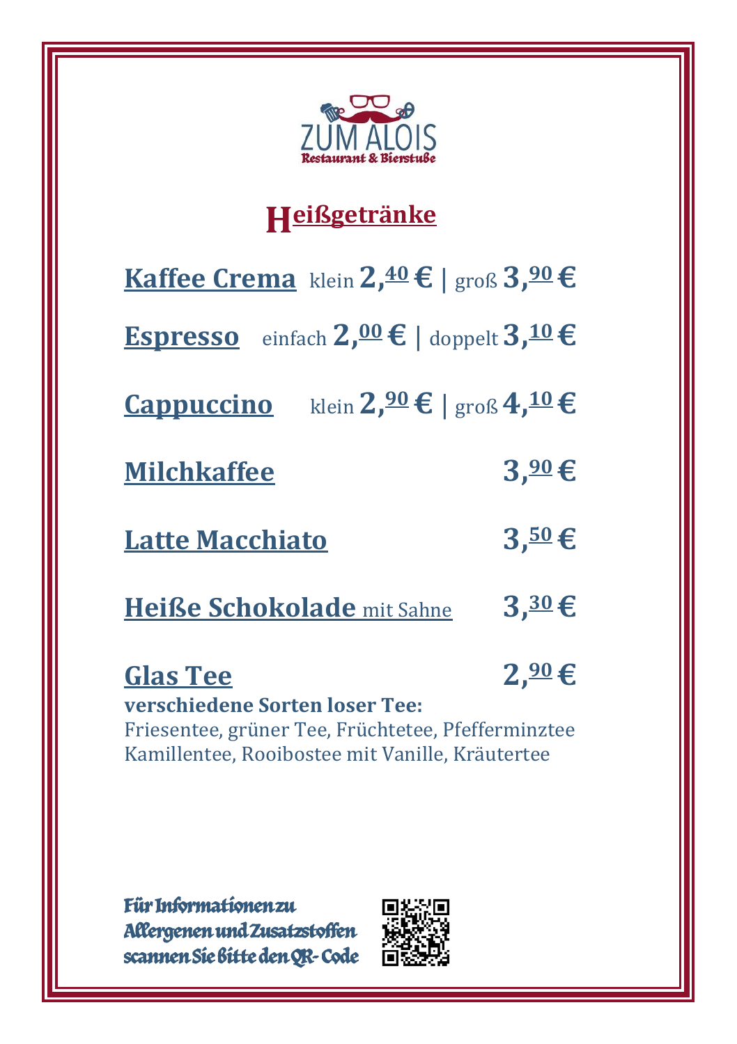ZUM ALOIS

Restaurant & Bierstube

# Heißgetränke

**Kaffee Crema** klein **2,40 €** | groß **3,90 €**

**Espresso** einfach **2,00 €** | doppelt **3,10 €**

**Cappuccino** klein **2,90 €** | groß **4,10 €**

**Milchkaffee** **3,90 €**

**Latte Macchiato** **3,50 €**

**Heiße Schokolade** mit Sahne **3,30 €**

**Glas Tee** **2,90 €**

**verschiedene Sorten loser Tee:**
Friesentee, grüner Tee, Früchtetee, Pfefferminztee
Kamillentee, Rooibostee mit Vanille, Kräutertee

Für Informationen zu Allergenen und Zusatzstoffen scannen Sie bitte den QR-Code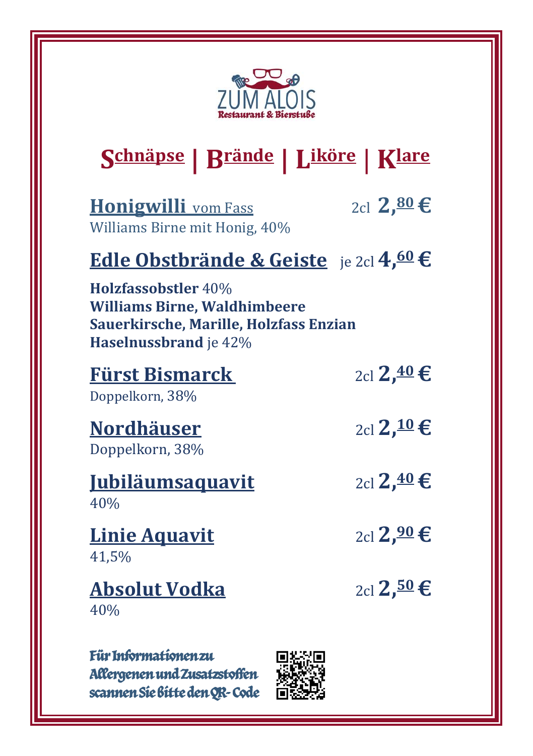ZUM ALOIS
Restaurant & Bierstube

# Schnäpse | Brände | Liköre | Klare

## Honigwilli vom Fass — 2cl 2,80 €

Williams Birne mit Honig, 40%

## Edle Obstbrände & Geiste — je 2cl 4,60 €

**Holzfassobstler** 40%
**Williams Birne, Waldhimbeere**
**Sauerkirsche, Marille, Holzfass Enzian**
**Haselnussbrand** je 42%

## Fürst Bismarck — 2cl 2,40 €

Doppelkorn, 38%

## Nordhäuser — 2cl 2,10 €

Doppelkorn, 38%

## Jubiläumsaquavit — 2cl 2,40 €

40%

## Linie Aquavit — 2cl 2,90 €

41,5%

## Absolut Vodka — 2cl 2,50 €

40%

Für Informationen zu Allergenen und Zusatzstoffen scannen Sie bitte den QR- Code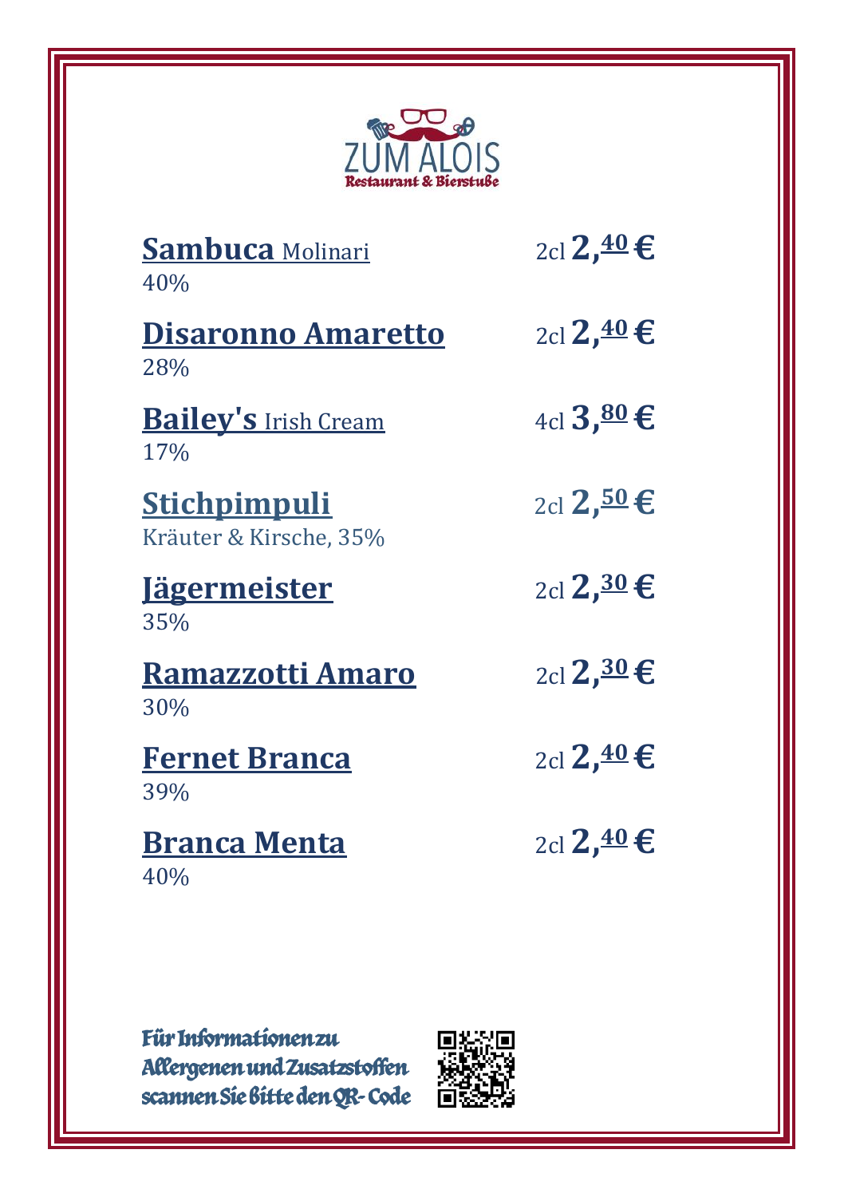ZUM ALOIS
Restaurant & Bierstube

| Getränk | Menge | Preis |
|---|---|---|
| **Sambuca** Molinari<br>40% | 2cl | **2,40 €** |
| **Disaronno Amaretto**<br>28% | 2cl | **2,40 €** |
| **Bailey's** Irish Cream<br>17% | 4cl | **3,80 €** |
| **Stichpimpuli**<br>Kräuter & Kirsche, 35% | 2cl | **2,50 €** |
| **Jägermeister**<br>35% | 2cl | **2,30 €** |
| **Ramazzotti Amaro**<br>30% | 2cl | **2,30 €** |
| **Fernet Branca**<br>39% | 2cl | **2,40 €** |
| **Branca Menta**<br>40% | 2cl | **2,40 €** |

Für Informationen zu Allergenen und Zusatzstoffen scannen Sie bitte den QR- Code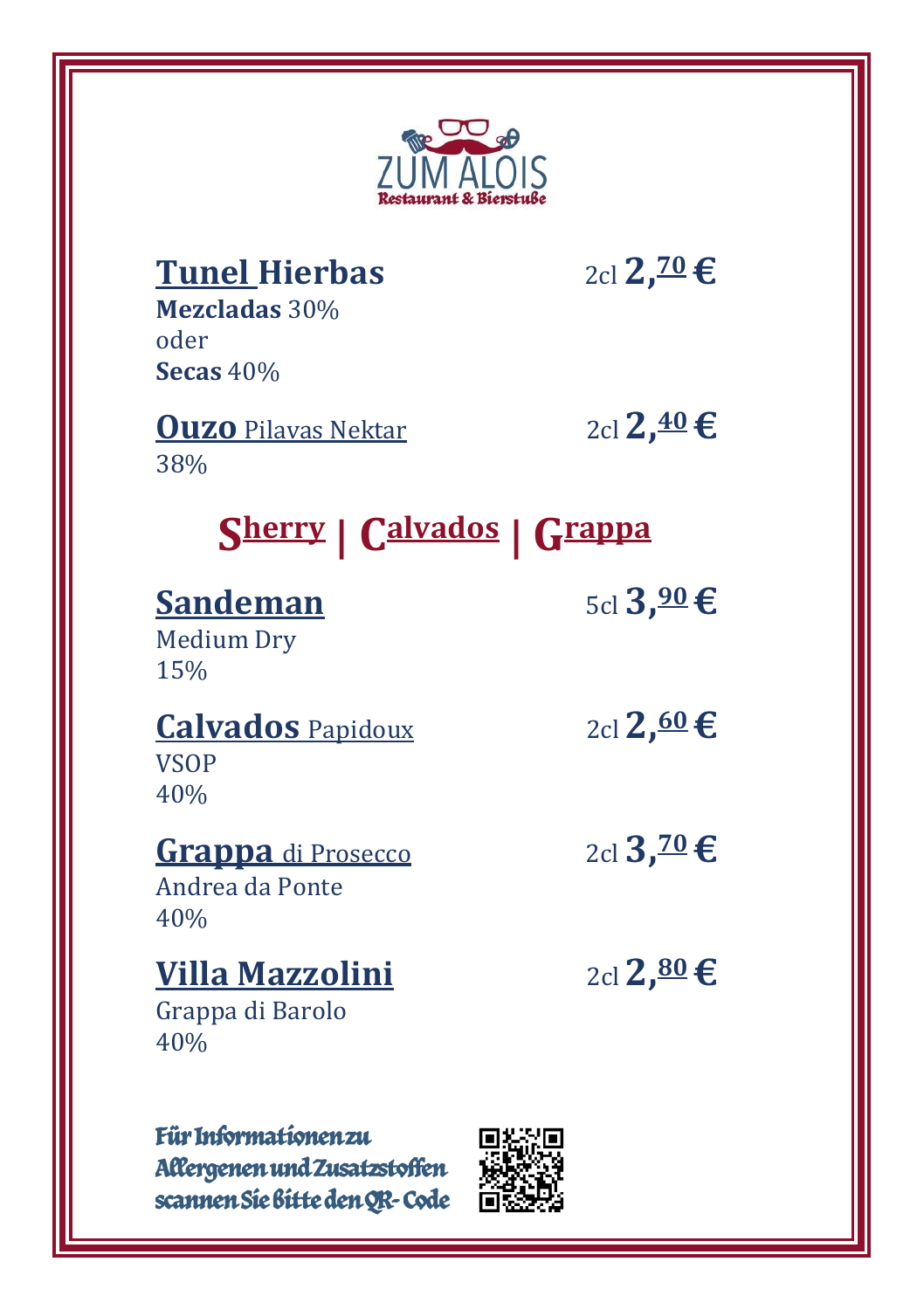ZUM ALOIS
Restaurant & Bierstube

**Tunel Hierbas** — 2cl **2,70 €**
**Mezcladas** 30%
oder
**Secas** 40%

**Ouzo** Pilavas Nektar — 2cl **2,40 €**
38%

## Sherry | Calvados | Grappa

**Sandeman** — 5cl **3,90 €**
Medium Dry
15%

**Calvados** Papidoux — 2cl **2,60 €**
VSOP
40%

**Grappa** di Prosecco — 2cl **3,70 €**
Andrea da Ponte
40%

**Villa Mazzolini** — 2cl **2,80 €**
Grappa di Barolo
40%

Für Informationen zu Allergenen und Zusatzstoffen scannen Sie bitte den QR-Code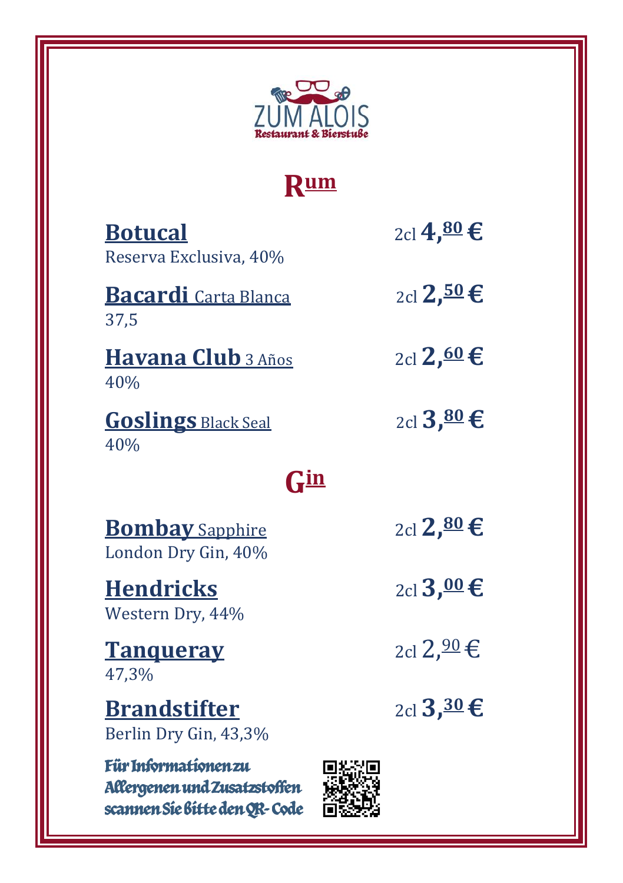ZUM ALOIS

Restaurant & Bierstube

# Rum

**Botucal**
Reserva Exklusiva, 40%
2cl **4,80 €**

**Bacardi** Carta Blanca
37,5
2cl **2,50 €**

**Havana Club** 3 Años
40%
2cl **2,60 €**

**Goslings** Black Seal
40%
2cl **3,80 €**

# Gin

**Bombay** Sapphire
London Dry Gin, 40%
2cl **2,80 €**

**Hendricks**
Western Dry, 44%
2cl **3,00 €**

**Tanqueray**
47,3%
2cl 2,90 €

**Brandstifter**
Berlin Dry Gin, 43,3%
2cl **3,30 €**

Für Informationen zu Allergenen und Zusatzstoffen scannen Sie bitte den QR-Code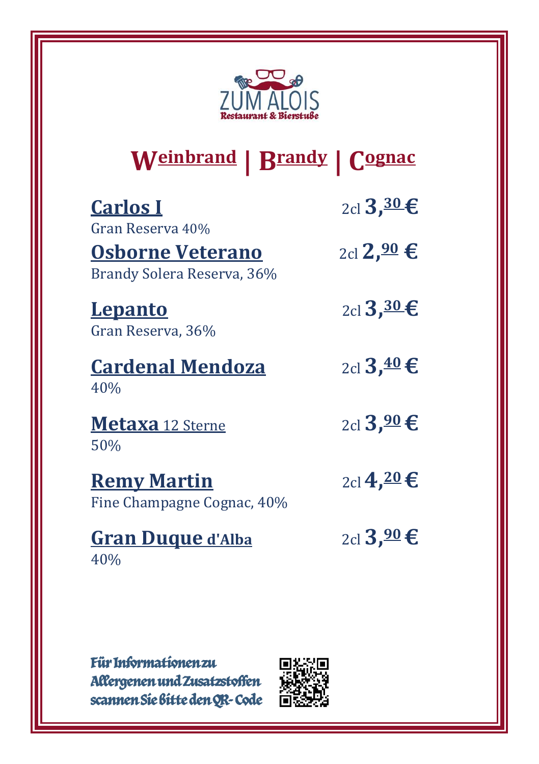ZUM ALOIS
Restaurant & Bierstube

# Weinbrand | Brandy | Cognac

**Carlos I** — 2cl **3,30 €**
Gran Reserva 40%

**Osborne Veterano** — 2cl **2,90 €**
Brandy Solera Reserva, 36%

**Lepanto** — 2cl **3,30 €**
Gran Reserva, 36%

**Cardenal Mendoza** — 2cl **3,40 €**
40%

**Metaxa** 12 Sterne — 2cl **3,90 €**
50%

**Remy Martin** — 2cl **4,20 €**
Fine Champagne Cognac, 40%

**Gran Duque d'Alba** — 2cl **3,90 €**
40%

Für Informationen zu Allergenen und Zusatzstoffen scannen Sie bitte den QR- Code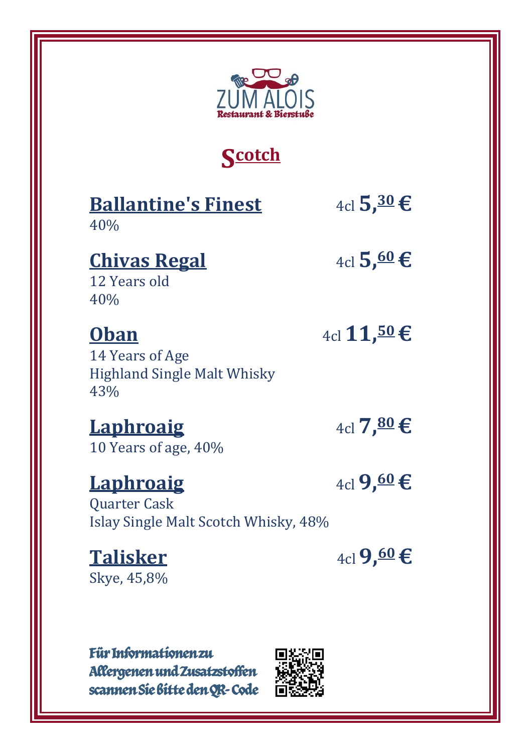ZUM ALOIS
Restaurant & Bierstube

# Scotch

**Ballantine's Finest** — 4cl **5,30 €**
40%

**Chivas Regal** — 4cl **5,60 €**
12 Years old
40%

**Oban** — 4cl **11,50 €**
14 Years of Age
Highland Single Malt Whisky
43%

**Laphroaig** — 4cl **7,80 €**
10 Years of age, 40%

**Laphroaig** — 4cl **9,60 €**
Quarter Cask
Islay Single Malt Scotch Whisky, 48%

**Talisker** — 4cl **9,60 €**
Skye, 45,8%

Für Informationen zu Allergenen und Zusatzstoffen scannen Sie bitte den QR-Code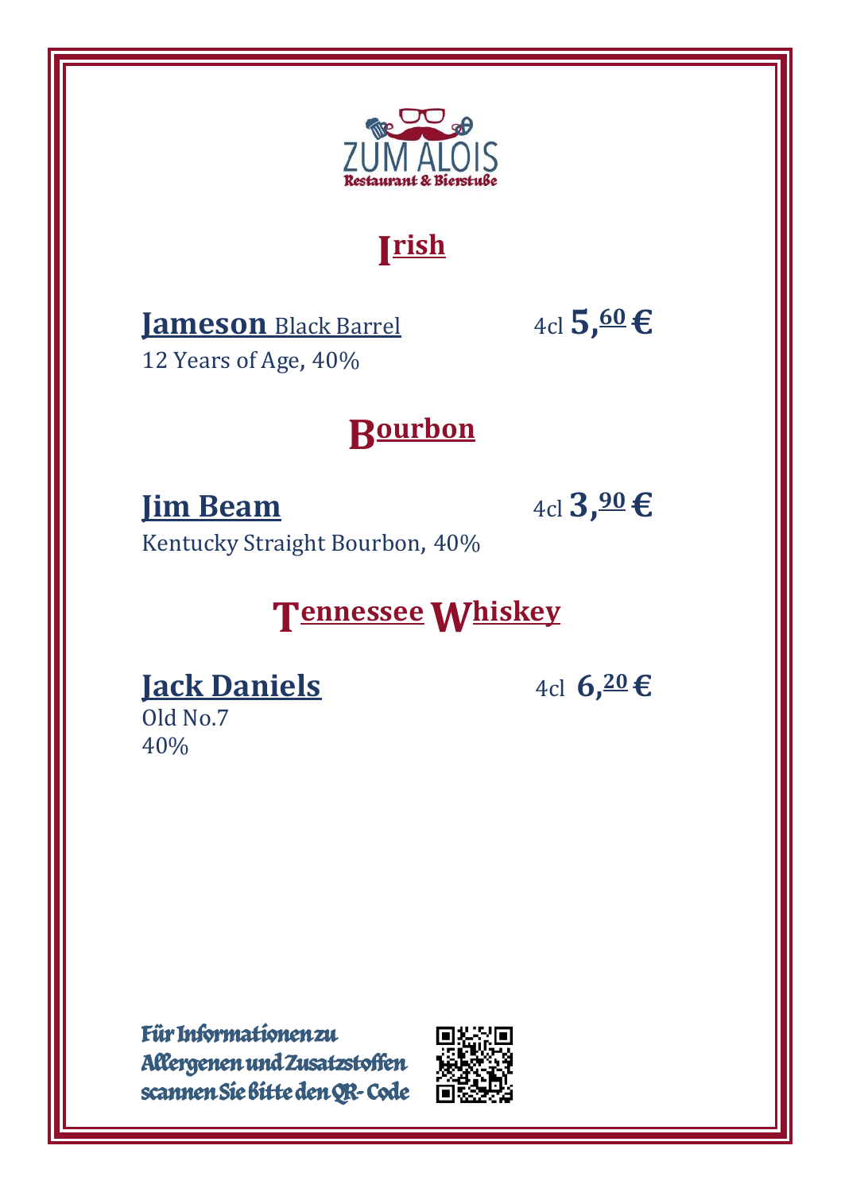ZUM ALOIS
Restaurant & Bierstube

## Irish

**Jameson** Black Barrel — 4cl **5,60 €**
12 Years of Age, 40%

## Bourbon

**Jim Beam** — 4cl **3,90 €**
Kentucky Straight Bourbon, 40%

## Tennessee Whiskey

**Jack Daniels** — 4cl **6,20 €**
Old No.7
40%

Für Informationen zu Allergenen und Zusatzstoffen scannen Sie bitte den QR- Code